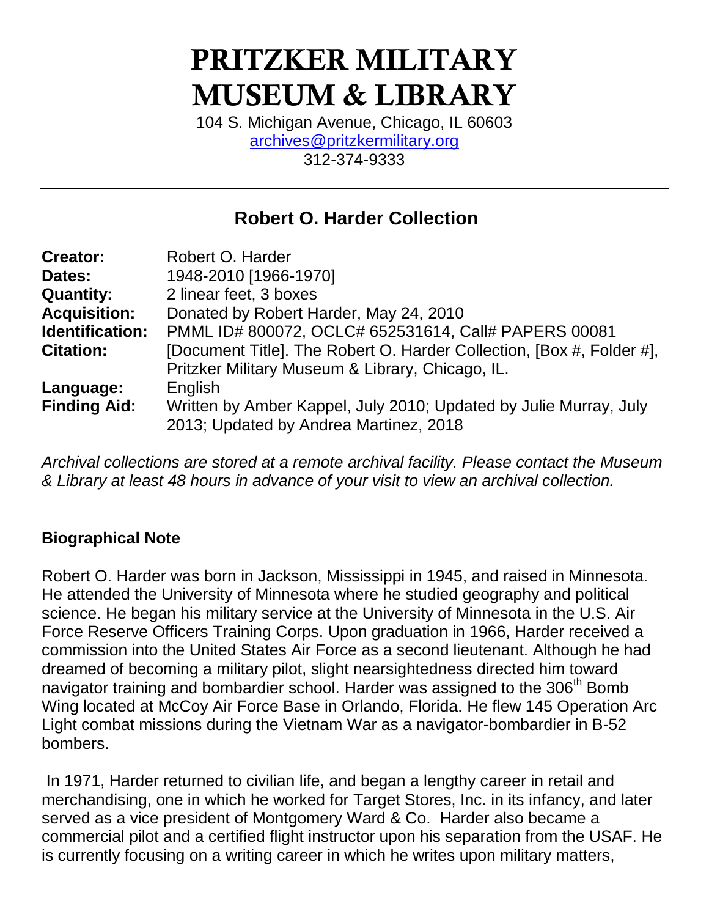# PRITZKER MILITARY MUSEUM & LIBRARY

104 S. Michigan Avenue, Chicago, IL 60603
archives@pritzkermilitary.org
312-374-9333

---

## Robert O. Harder Collection

| | |
|---|---|
| **Creator:** | Robert O. Harder |
| **Dates:** | 1948-2010 [1966-1970] |
| **Quantity:** | 2 linear feet, 3 boxes |
| **Acquisition:** | Donated by Robert Harder, May 24, 2010 |
| **Identification:** | PMML ID# 800072, OCLC# 652531614, Call# PAPERS 00081 |
| **Citation:** | [Document Title]. The Robert O. Harder Collection, [Box #, Folder #], Pritzker Military Museum & Library, Chicago, IL. |
| **Language:** | English |
| **Finding Aid:** | Written by Amber Kappel, July 2010; Updated by Julie Murray, July 2013; Updated by Andrea Martinez, 2018 |

*Archival collections are stored at a remote archival facility. Please contact the Museum & Library at least 48 hours in advance of your visit to view an archival collection.*

---

### Biographical Note

Robert O. Harder was born in Jackson, Mississippi in 1945, and raised in Minnesota. He attended the University of Minnesota where he studied geography and political science. He began his military service at the University of Minnesota in the U.S. Air Force Reserve Officers Training Corps. Upon graduation in 1966, Harder received a commission into the United States Air Force as a second lieutenant. Although he had dreamed of becoming a military pilot, slight nearsightedness directed him toward navigator training and bombardier school. Harder was assigned to the 306th Bomb Wing located at McCoy Air Force Base in Orlando, Florida. He flew 145 Operation Arc Light combat missions during the Vietnam War as a navigator-bombardier in B-52 bombers.

In 1971, Harder returned to civilian life, and began a lengthy career in retail and merchandising, one in which he worked for Target Stores, Inc. in its infancy, and later served as a vice president of Montgomery Ward & Co. Harder also became a commercial pilot and a certified flight instructor upon his separation from the USAF. He is currently focusing on a writing career in which he writes upon military matters,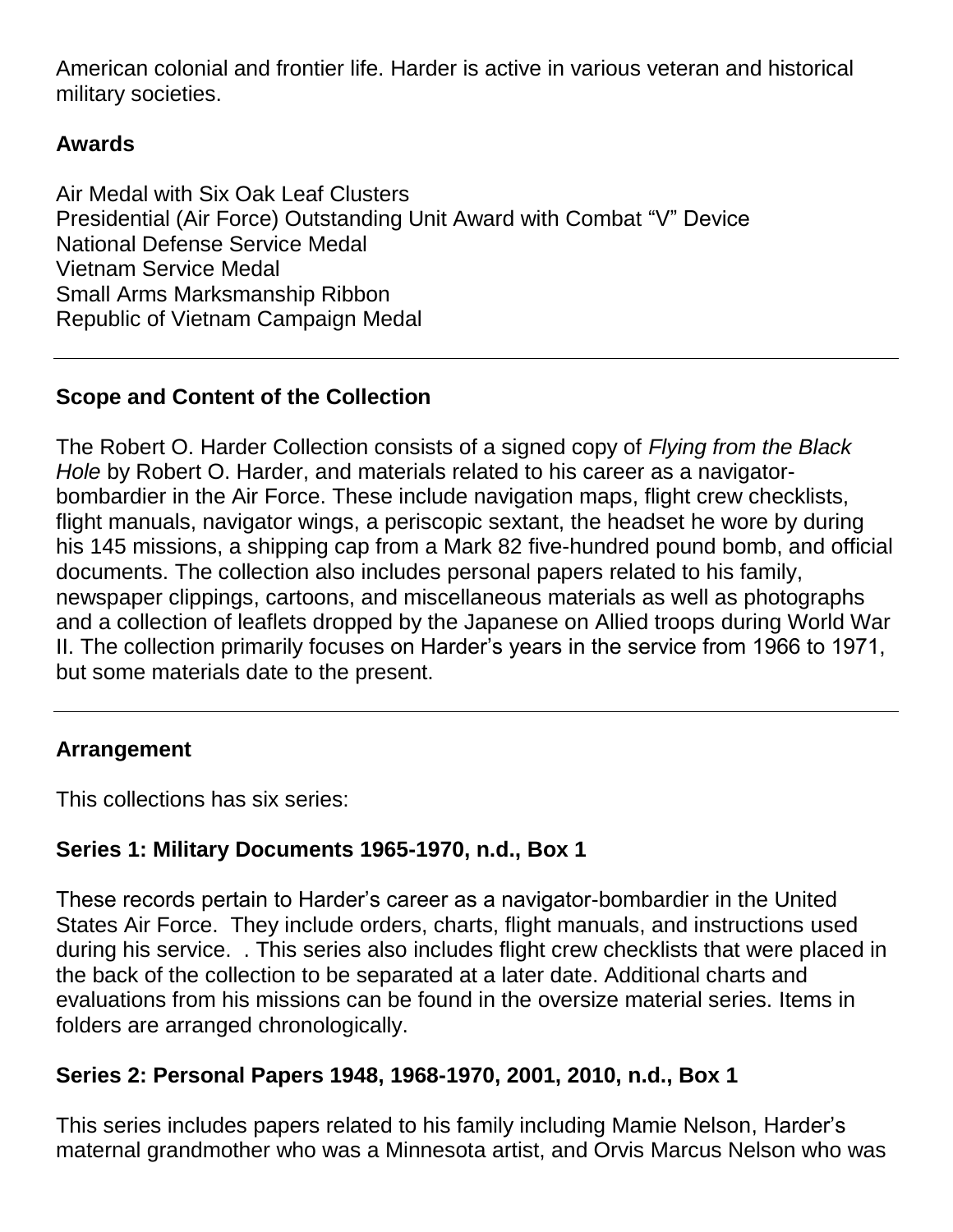American colonial and frontier life. Harder is active in various veteran and historical military societies.

## Awards

Air Medal with Six Oak Leaf Clusters
Presidential (Air Force) Outstanding Unit Award with Combat "V" Device
National Defense Service Medal
Vietnam Service Medal
Small Arms Marksmanship Ribbon
Republic of Vietnam Campaign Medal

---

## Scope and Content of the Collection

The Robert O. Harder Collection consists of a signed copy of *Flying from the Black Hole* by Robert O. Harder, and materials related to his career as a navigator-bombardier in the Air Force. These include navigation maps, flight crew checklists, flight manuals, navigator wings, a periscopic sextant, the headset he wore by during his 145 missions, a shipping cap from a Mark 82 five-hundred pound bomb, and official documents. The collection also includes personal papers related to his family, newspaper clippings, cartoons, and miscellaneous materials as well as photographs and a collection of leaflets dropped by the Japanese on Allied troops during World War II. The collection primarily focuses on Harder's years in the service from 1966 to 1971, but some materials date to the present.

---

## Arrangement

This collections has six series:

### Series 1: Military Documents 1965-1970, n.d., Box 1

These records pertain to Harder's career as a navigator-bombardier in the United States Air Force. They include orders, charts, flight manuals, and instructions used during his service. . This series also includes flight crew checklists that were placed in the back of the collection to be separated at a later date. Additional charts and evaluations from his missions can be found in the oversize material series. Items in folders are arranged chronologically.

### Series 2: Personal Papers 1948, 1968-1970, 2001, 2010, n.d., Box 1

This series includes papers related to his family including Mamie Nelson, Harder's maternal grandmother who was a Minnesota artist, and Orvis Marcus Nelson who was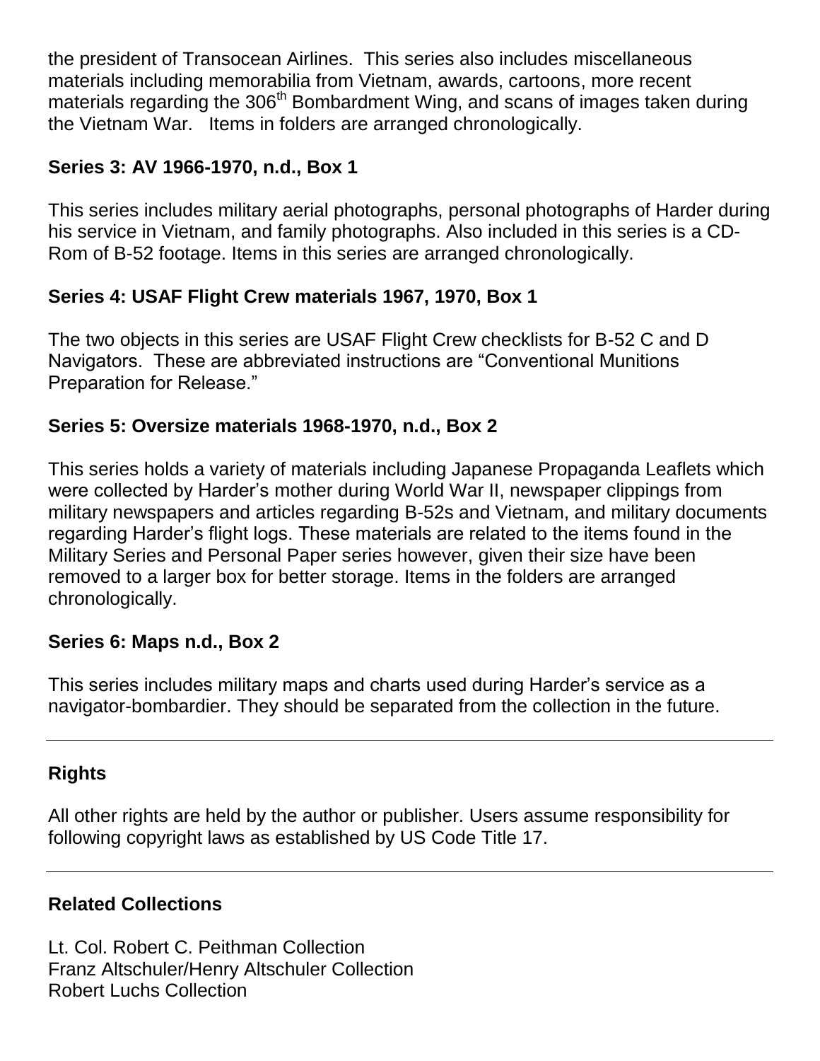the president of Transocean Airlines. This series also includes miscellaneous materials including memorabilia from Vietnam, awards, cartoons, more recent materials regarding the 306th Bombardment Wing, and scans of images taken during the Vietnam War. Items in folders are arranged chronologically.

**Series 3: AV 1966-1970, n.d., Box 1**

This series includes military aerial photographs, personal photographs of Harder during his service in Vietnam, and family photographs. Also included in this series is a CD-Rom of B-52 footage. Items in this series are arranged chronologically.

**Series 4: USAF Flight Crew materials 1967, 1970, Box 1**

The two objects in this series are USAF Flight Crew checklists for B-52 C and D Navigators. These are abbreviated instructions are "Conventional Munitions Preparation for Release."

**Series 5: Oversize materials 1968-1970, n.d., Box 2**

This series holds a variety of materials including Japanese Propaganda Leaflets which were collected by Harder's mother during World War II, newspaper clippings from military newspapers and articles regarding B-52s and Vietnam, and military documents regarding Harder's flight logs. These materials are related to the items found in the Military Series and Personal Paper series however, given their size have been removed to a larger box for better storage. Items in the folders are arranged chronologically.

**Series 6: Maps n.d., Box 2**

This series includes military maps and charts used during Harder's service as a navigator-bombardier. They should be separated from the collection in the future.

---

## Rights

All other rights are held by the author or publisher. Users assume responsibility for following copyright laws as established by US Code Title 17.

---

## Related Collections

Lt. Col. Robert C. Peithman Collection
Franz Altschuler/Henry Altschuler Collection
Robert Luchs Collection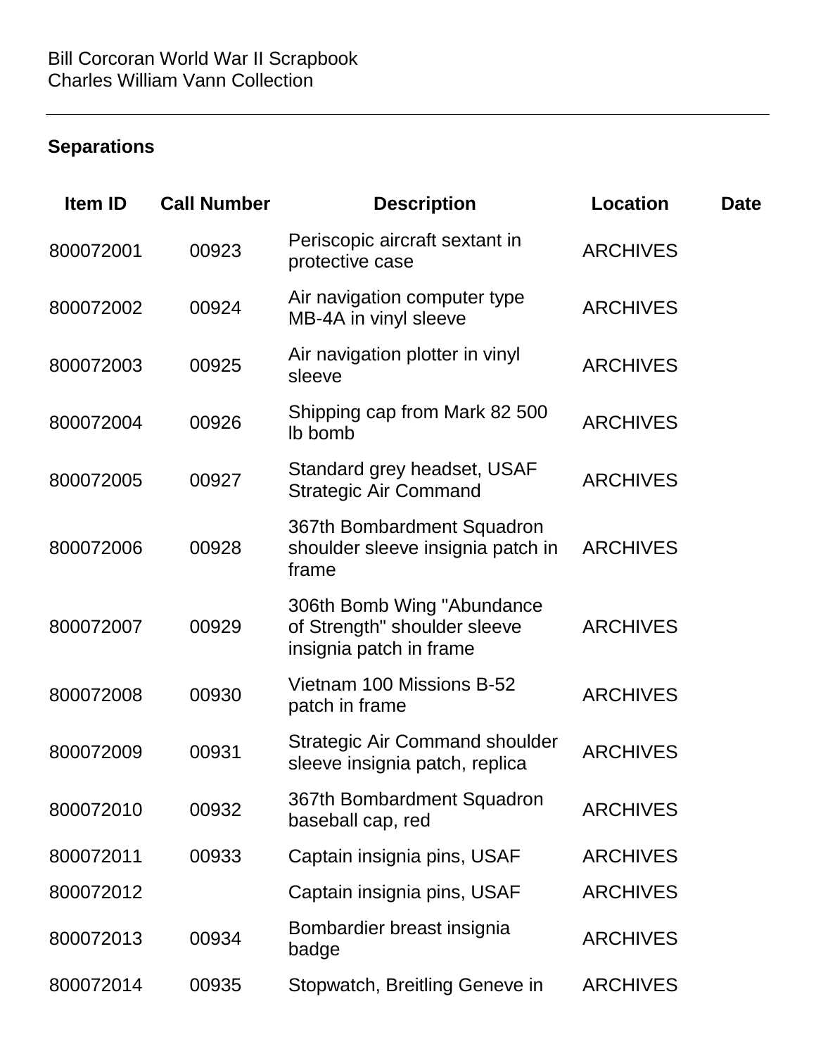Bill Corcoran World War II Scrapbook
Charles William Vann Collection

## Separations

| Item ID | Call Number | Description | Location | Date |
|---|---|---|---|---|
| 800072001 | 00923 | Periscopic aircraft sextant in protective case | ARCHIVES | |
| 800072002 | 00924 | Air navigation computer type MB-4A in vinyl sleeve | ARCHIVES | |
| 800072003 | 00925 | Air navigation plotter in vinyl sleeve | ARCHIVES | |
| 800072004 | 00926 | Shipping cap from Mark 82 500 lb bomb | ARCHIVES | |
| 800072005 | 00927 | Standard grey headset, USAF Strategic Air Command | ARCHIVES | |
| 800072006 | 00928 | 367th Bombardment Squadron shoulder sleeve insignia patch in frame | ARCHIVES | |
| 800072007 | 00929 | 306th Bomb Wing "Abundance of Strength" shoulder sleeve insignia patch in frame | ARCHIVES | |
| 800072008 | 00930 | Vietnam 100 Missions B-52 patch in frame | ARCHIVES | |
| 800072009 | 00931 | Strategic Air Command shoulder sleeve insignia patch, replica | ARCHIVES | |
| 800072010 | 00932 | 367th Bombardment Squadron baseball cap, red | ARCHIVES | |
| 800072011 | 00933 | Captain insignia pins, USAF | ARCHIVES | |
| 800072012 | | Captain insignia pins, USAF | ARCHIVES | |
| 800072013 | 00934 | Bombardier breast insignia badge | ARCHIVES | |
| 800072014 | 00935 | Stopwatch, Breitling Geneve in | ARCHIVES | |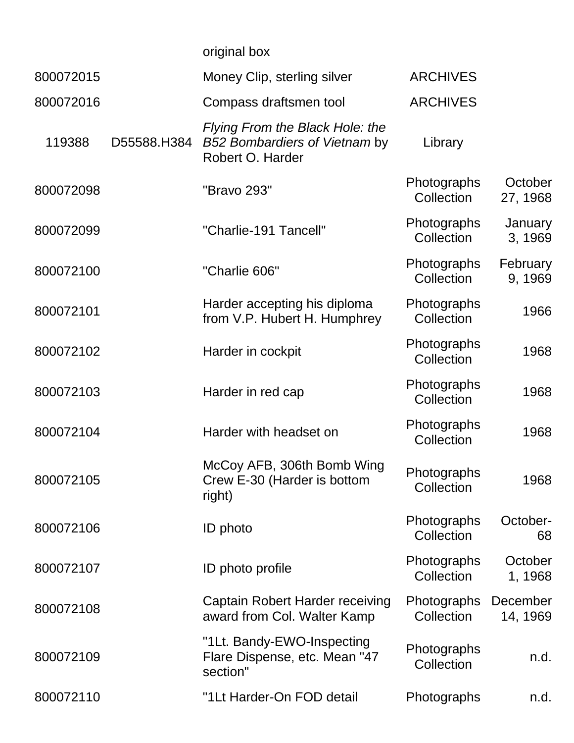| | | | | |
|---|---|---|---|---|
| | | original box | | |
| 800072015 | | Money Clip, sterling silver | ARCHIVES | |
| 800072016 | | Compass draftsmen tool | ARCHIVES | |
| 119388 | D55588.H384 | *Flying From the Black Hole: the B52 Bombardiers of Vietnam* by Robert O. Harder | Library | |
| 800072098 | | "Bravo 293" | Photographs Collection | October 27, 1968 |
| 800072099 | | "Charlie-191 Tancell" | Photographs Collection | January 3, 1969 |
| 800072100 | | "Charlie 606" | Photographs Collection | February 9, 1969 |
| 800072101 | | Harder accepting his diploma from V.P. Hubert H. Humphrey | Photographs Collection | 1966 |
| 800072102 | | Harder in cockpit | Photographs Collection | 1968 |
| 800072103 | | Harder in red cap | Photographs Collection | 1968 |
| 800072104 | | Harder with headset on | Photographs Collection | 1968 |
| 800072105 | | McCoy AFB, 306th Bomb Wing Crew E-30 (Harder is bottom right) | Photographs Collection | 1968 |
| 800072106 | | ID photo | Photographs Collection | October-68 |
| 800072107 | | ID photo profile | Photographs Collection | October 1, 1968 |
| 800072108 | | Captain Robert Harder receiving award from Col. Walter Kamp | Photographs Collection | December 14, 1969 |
| 800072109 | | "1Lt. Bandy-EWO-Inspecting Flare Dispense, etc. Mean "47 section" | Photographs Collection | n.d. |
| 800072110 | | "1Lt Harder-On FOD detail | Photographs | n.d. |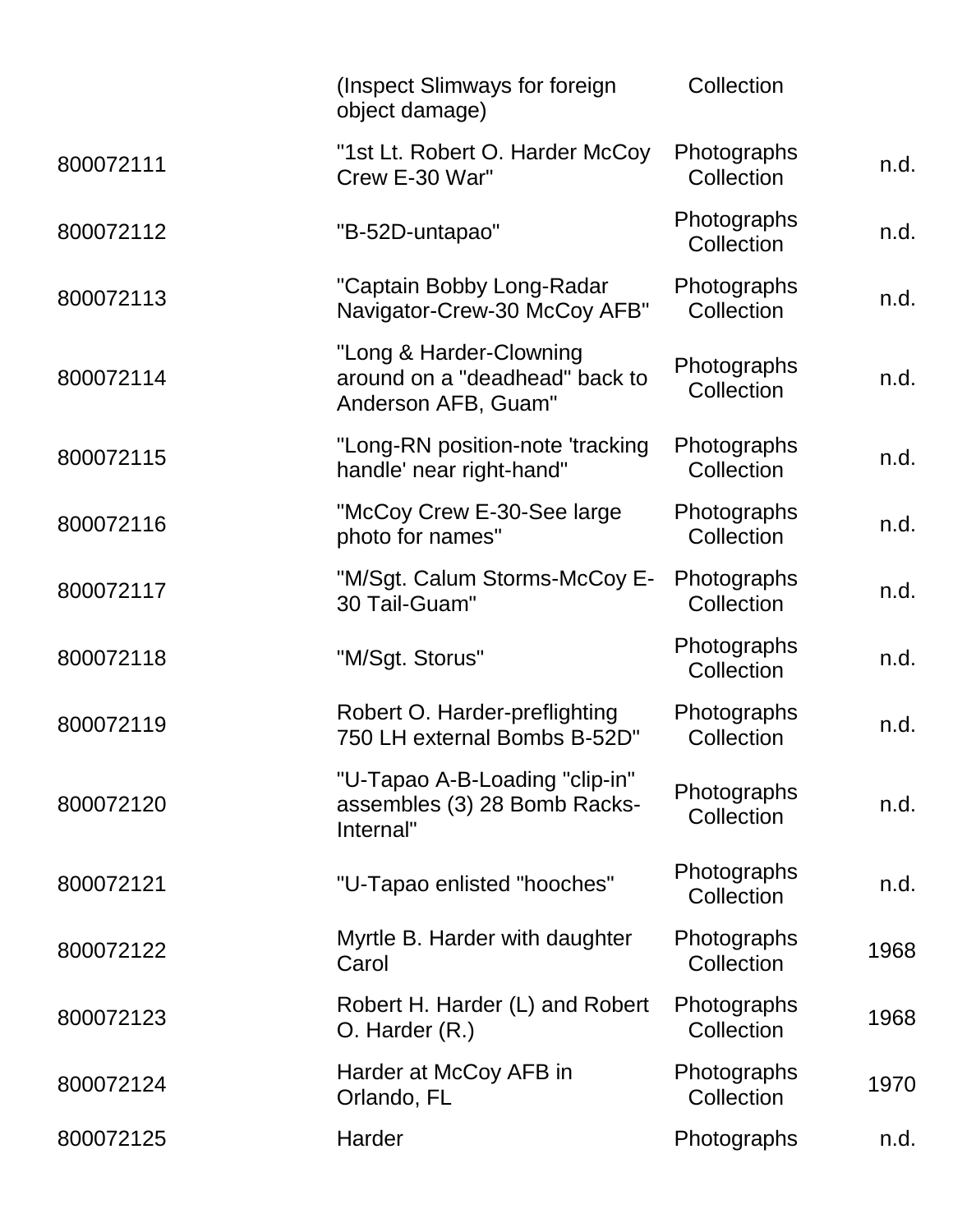| | | | |
|---|---|---|---|
| | (Inspect Slimways for foreign object damage) | Collection | |
| 800072111 | "1st Lt. Robert O. Harder McCoy Crew E-30 War" | Photographs Collection | n.d. |
| 800072112 | "B-52D-untapao" | Photographs Collection | n.d. |
| 800072113 | "Captain Bobby Long-Radar Navigator-Crew-30 McCoy AFB" | Photographs Collection | n.d. |
| 800072114 | "Long & Harder-Clowning around on a "deadhead" back to Anderson AFB, Guam" | Photographs Collection | n.d. |
| 800072115 | "Long-RN position-note 'tracking handle' near right-hand" | Photographs Collection | n.d. |
| 800072116 | "McCoy Crew E-30-See large photo for names" | Photographs Collection | n.d. |
| 800072117 | "M/Sgt. Calum Storms-McCoy E-30 Tail-Guam" | Photographs Collection | n.d. |
| 800072118 | "M/Sgt. Storus" | Photographs Collection | n.d. |
| 800072119 | Robert O. Harder-preflighting 750 LH external Bombs B-52D" | Photographs Collection | n.d. |
| 800072120 | "U-Tapao A-B-Loading "clip-in" assembles (3) 28 Bomb Racks-Internal" | Photographs Collection | n.d. |
| 800072121 | "U-Tapao enlisted "hooches" | Photographs Collection | n.d. |
| 800072122 | Myrtle B. Harder with daughter Carol | Photographs Collection | 1968 |
| 800072123 | Robert H. Harder (L) and Robert O. Harder (R.) | Photographs Collection | 1968 |
| 800072124 | Harder at McCoy AFB in Orlando, FL | Photographs Collection | 1970 |
| 800072125 | Harder | Photographs | n.d. |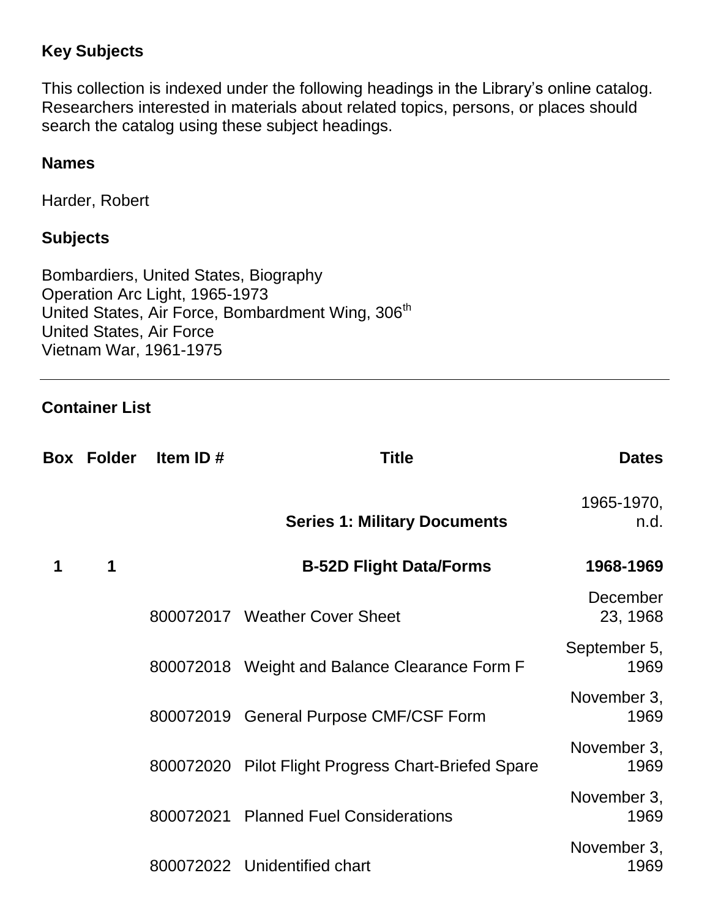## Key Subjects

This collection is indexed under the following headings in the Library's online catalog. Researchers interested in materials about related topics, persons, or places should search the catalog using these subject headings.

### Names

Harder, Robert

### Subjects

Bombardiers, United States, Biography
Operation Arc Light, 1965-1973
United States, Air Force, Bombardment Wing, 306th
United States, Air Force
Vietnam War, 1961-1975

---

## Container List

| Box | Folder | Item ID # | Title | Dates |
|---|---|---|---|---|
| | | | **Series 1: Military Documents** | 1965-1970, n.d. |
| **1** | **1** | | **B-52D Flight Data/Forms** | **1968-1969** |
| | | 800072017 | Weather Cover Sheet | December 23, 1968 |
| | | 800072018 | Weight and Balance Clearance Form F | September 5, 1969 |
| | | 800072019 | General Purpose CMF/CSF Form | November 3, 1969 |
| | | 800072020 | Pilot Flight Progress Chart-Briefed Spare | November 3, 1969 |
| | | 800072021 | Planned Fuel Considerations | November 3, 1969 |
| | | 800072022 | Unidentified chart | November 3, 1969 |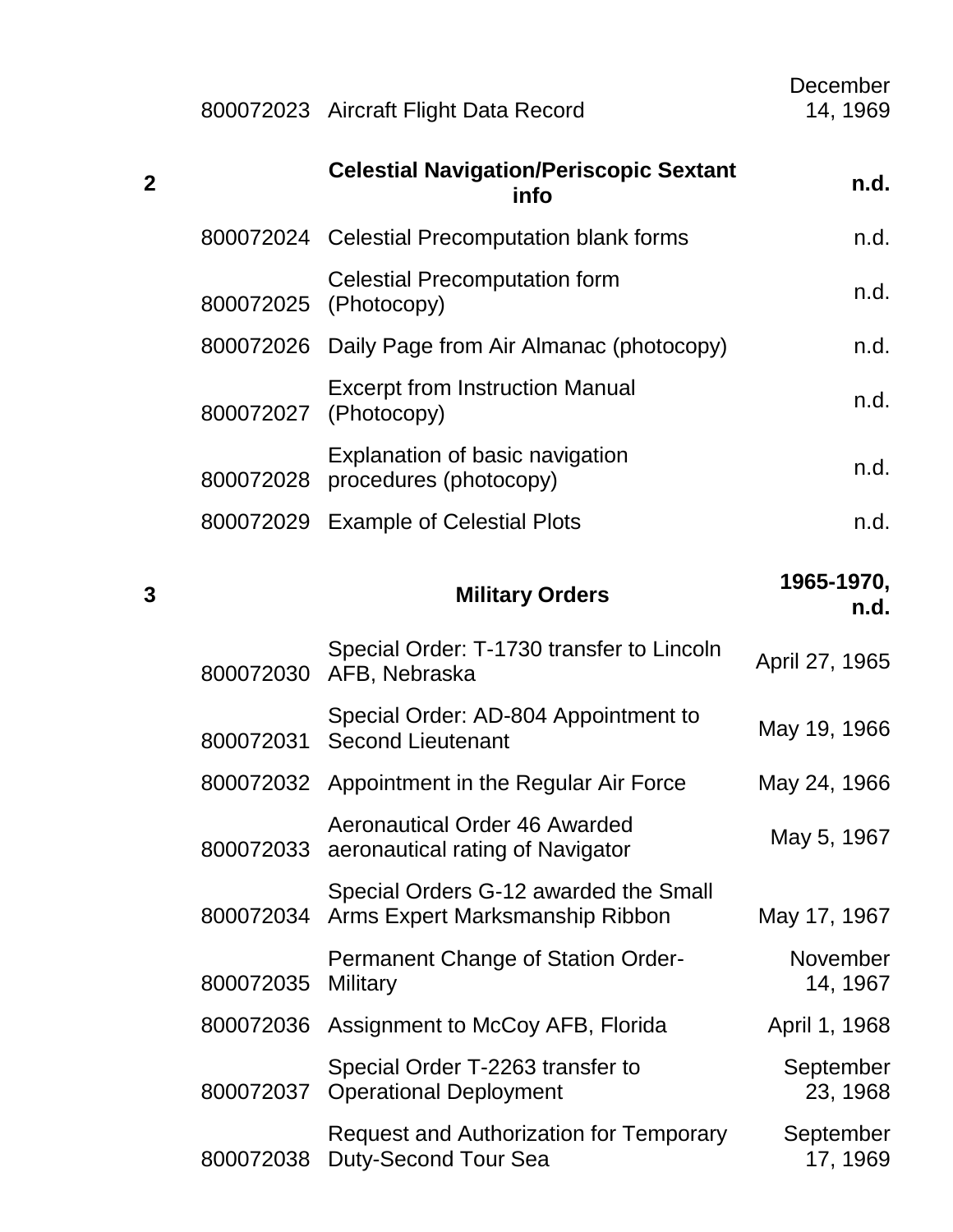| | | | |
|---|---|---|---|
| | 800072023 | Aircraft Flight Data Record | December 14, 1969 |
| **2** | | **Celestial Navigation/Periscopic Sextant info** | **n.d.** |
| | 800072024 | Celestial Precomputation blank forms | n.d. |
| | 800072025 | Celestial Precomputation form (Photocopy) | n.d. |
| | 800072026 | Daily Page from Air Almanac (photocopy) | n.d. |
| | 800072027 | Excerpt from Instruction Manual (Photocopy) | n.d. |
| | 800072028 | Explanation of basic navigation procedures (photocopy) | n.d. |
| | 800072029 | Example of Celestial Plots | n.d. |
| **3** | | **Military Orders** | **1965-1970, n.d.** |
| | 800072030 | Special Order: T-1730 transfer to Lincoln AFB, Nebraska | April 27, 1965 |
| | 800072031 | Special Order: AD-804 Appointment to Second Lieutenant | May 19, 1966 |
| | 800072032 | Appointment in the Regular Air Force | May 24, 1966 |
| | 800072033 | Aeronautical Order 46 Awarded aeronautical rating of Navigator | May 5, 1967 |
| | 800072034 | Special Orders G-12 awarded the Small Arms Expert Marksmanship Ribbon | May 17, 1967 |
| | 800072035 | Permanent Change of Station Order-Military | November 14, 1967 |
| | 800072036 | Assignment to McCoy AFB, Florida | April 1, 1968 |
| | 800072037 | Special Order T-2263 transfer to Operational Deployment | September 23, 1968 |
| | 800072038 | Request and Authorization for Temporary Duty-Second Tour Sea | September 17, 1969 |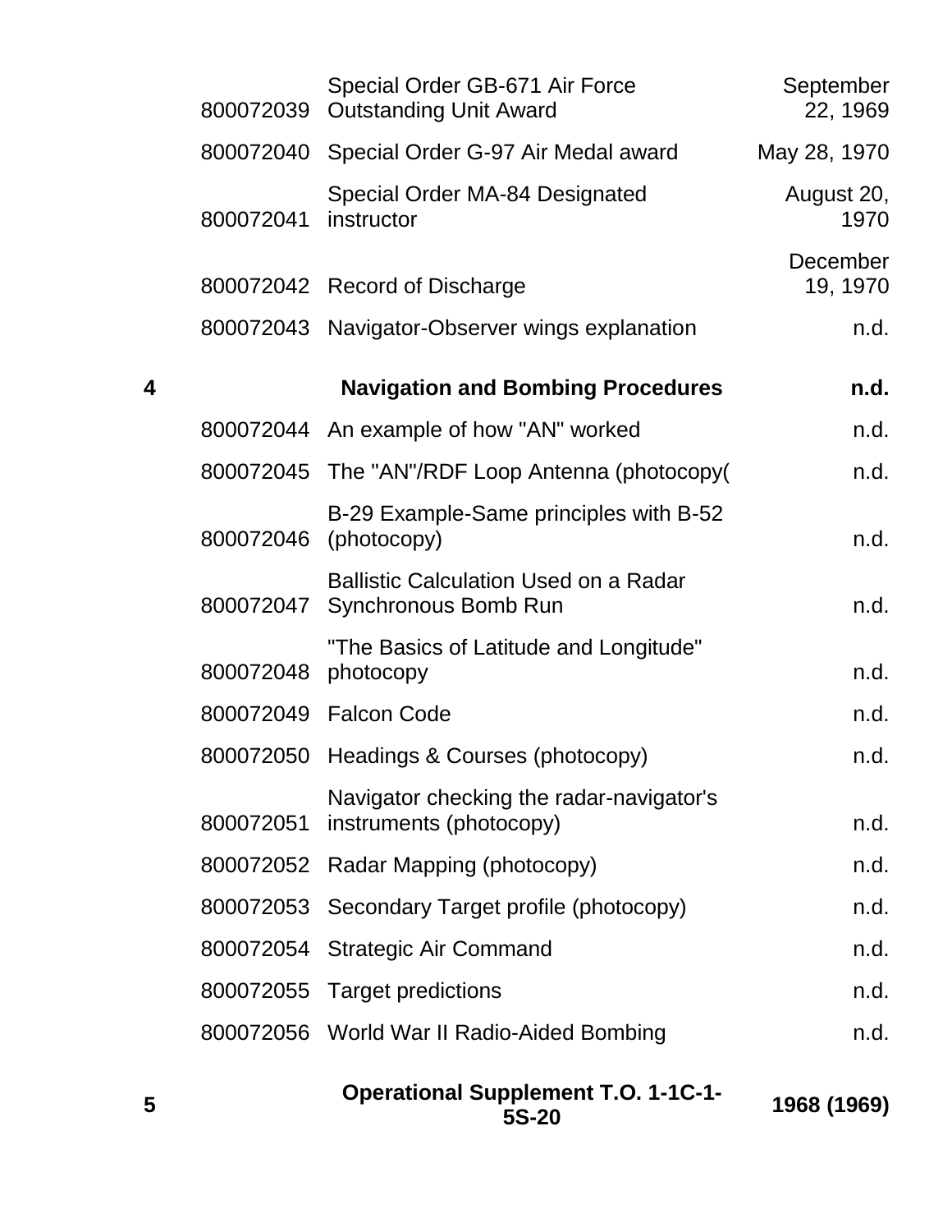| | | | |
|---|---|---|---|
| | 800072039 | Special Order GB-671 Air Force Outstanding Unit Award | September 22, 1969 |
| | 800072040 | Special Order G-97 Air Medal award | May 28, 1970 |
| | 800072041 | Special Order MA-84 Designated instructor | August 20, 1970 |
| | 800072042 | Record of Discharge | December 19, 1970 |
| | 800072043 | Navigator-Observer wings explanation | n.d. |
| **4** | | **Navigation and Bombing Procedures** | **n.d.** |
| | 800072044 | An example of how "AN" worked | n.d. |
| | 800072045 | The "AN"/RDF Loop Antenna (photocopy( | n.d. |
| | 800072046 | B-29 Example-Same principles with B-52 (photocopy) | n.d. |
| | 800072047 | Ballistic Calculation Used on a Radar Synchronous Bomb Run | n.d. |
| | 800072048 | "The Basics of Latitude and Longitude" photocopy | n.d. |
| | 800072049 | Falcon Code | n.d. |
| | 800072050 | Headings & Courses (photocopy) | n.d. |
| | 800072051 | Navigator checking the radar-navigator's instruments (photocopy) | n.d. |
| | 800072052 | Radar Mapping (photocopy) | n.d. |
| | 800072053 | Secondary Target profile (photocopy) | n.d. |
| | 800072054 | Strategic Air Command | n.d. |
| | 800072055 | Target predictions | n.d. |
| | 800072056 | World War II Radio-Aided Bombing | n.d. |
| **5** | | **Operational Supplement T.O. 1-1C-1-5S-20** | **1968 (1969)** |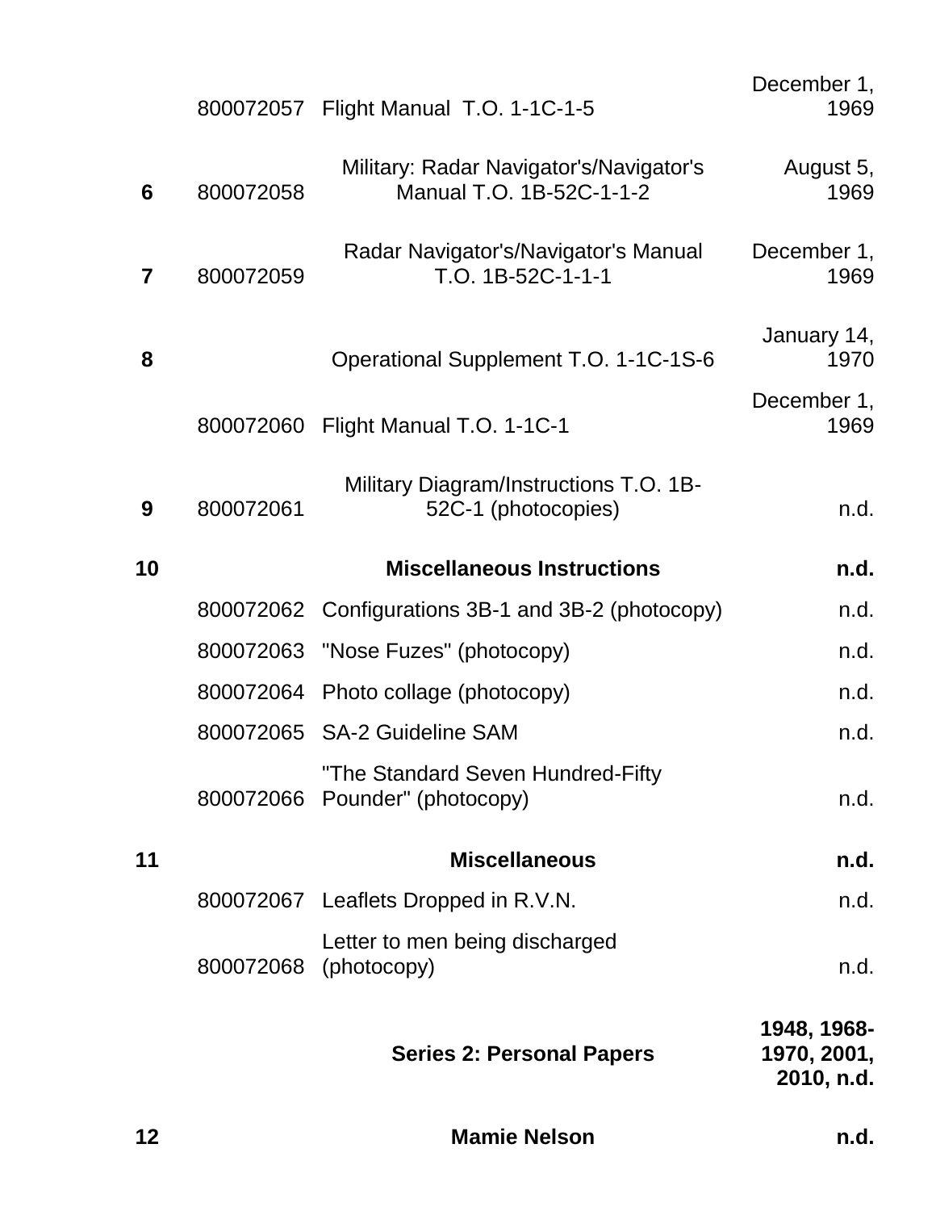| | | | |
|---|---|---|---|
| | 800072057 | Flight Manual T.O. 1-1C-1-5 | December 1, 1969 |
| 6 | 800072058 | Military: Radar Navigator's/Navigator's Manual T.O. 1B-52C-1-1-2 | August 5, 1969 |
| 7 | 800072059 | Radar Navigator's/Navigator's Manual T.O. 1B-52C-1-1-1 | December 1, 1969 |
| 8 | | Operational Supplement T.O. 1-1C-1S-6 | January 14, 1970 |
| | 800072060 | Flight Manual T.O. 1-1C-1 | December 1, 1969 |
| 9 | 800072061 | Military Diagram/Instructions T.O. 1B-52C-1 (photocopies) | n.d. |
| **10** | | **Miscellaneous Instructions** | **n.d.** |
| | 800072062 | Configurations 3B-1 and 3B-2 (photocopy) | n.d. |
| | 800072063 | "Nose Fuzes" (photocopy) | n.d. |
| | 800072064 | Photo collage (photocopy) | n.d. |
| | 800072065 | SA-2 Guideline SAM | n.d. |
| | 800072066 | "The Standard Seven Hundred-Fifty Pounder" (photocopy) | n.d. |
| **11** | | **Miscellaneous** | **n.d.** |
| | 800072067 | Leaflets Dropped in R.V.N. | n.d. |
| | 800072068 | Letter to men being discharged (photocopy) | n.d. |
| | | **Series 2: Personal Papers** | **1948, 1968-1970, 2001, 2010, n.d.** |
| **12** | | **Mamie Nelson** | **n.d.** |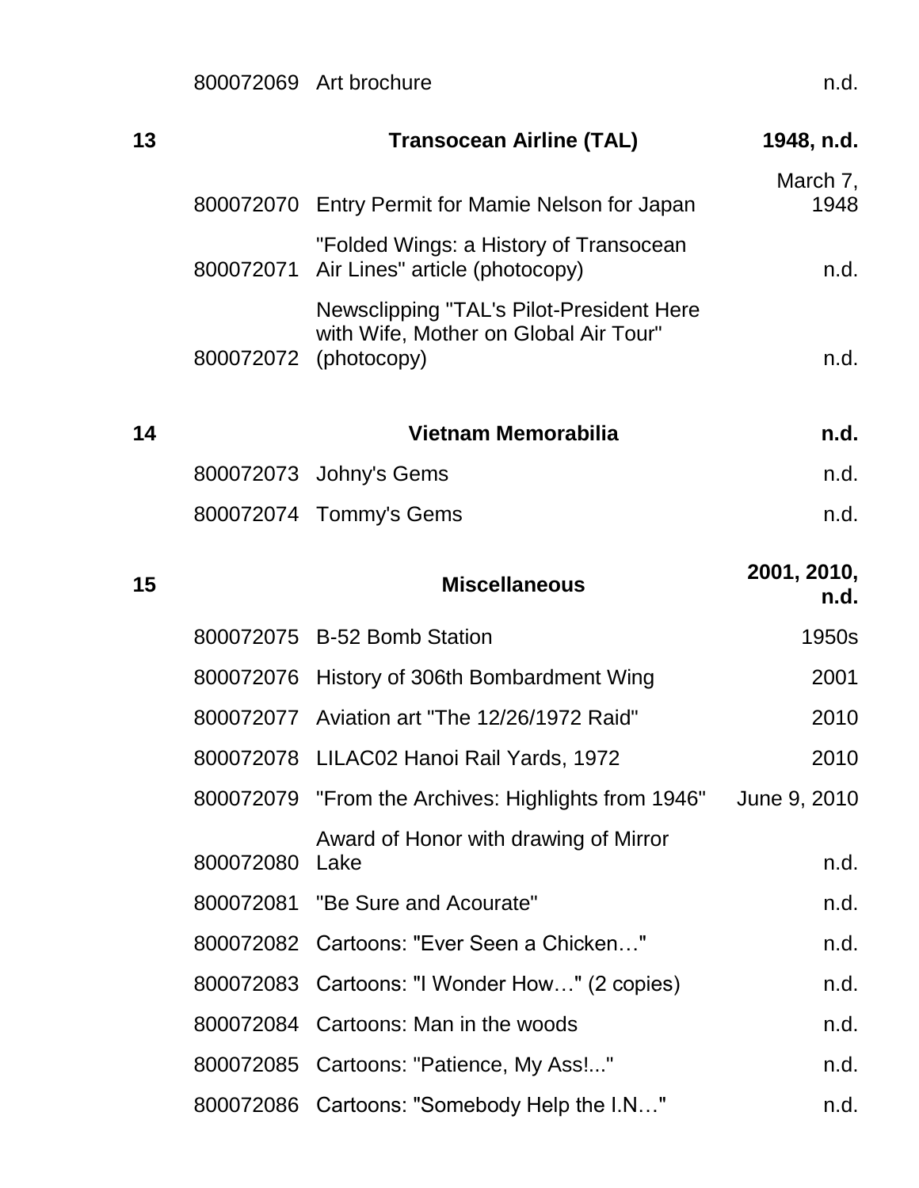| | | | |
|---|---|---|---|
| | 800072069 | Art brochure | n.d. |
| **13** | | **Transocean Airline (TAL)** | **1948, n.d.** |
| | 800072070 | Entry Permit for Mamie Nelson for Japan | March 7, 1948 |
| | 800072071 | "Folded Wings: a History of Transocean Air Lines" article (photocopy) | n.d. |
| | 800072072 | Newsclipping "TAL's Pilot-President Here with Wife, Mother on Global Air Tour" (photocopy) | n.d. |
| **14** | | **Vietnam Memorabilia** | **n.d.** |
| | 800072073 | Johny's Gems | n.d. |
| | 800072074 | Tommy's Gems | n.d. |
| **15** | | **Miscellaneous** | **2001, 2010, n.d.** |
| | 800072075 | B-52 Bomb Station | 1950s |
| | 800072076 | History of 306th Bombardment Wing | 2001 |
| | 800072077 | Aviation art "The 12/26/1972 Raid" | 2010 |
| | 800072078 | LILAC02 Hanoi Rail Yards, 1972 | 2010 |
| | 800072079 | "From the Archives: Highlights from 1946" | June 9, 2010 |
| | 800072080 | Award of Honor with drawing of Mirror Lake | n.d. |
| | 800072081 | "Be Sure and Acourate" | n.d. |
| | 800072082 | Cartoons: "Ever Seen a Chicken…" | n.d. |
| | 800072083 | Cartoons: "I Wonder How…" (2 copies) | n.d. |
| | 800072084 | Cartoons: Man in the woods | n.d. |
| | 800072085 | Cartoons: "Patience, My Ass!..." | n.d. |
| | 800072086 | Cartoons: "Somebody Help the I.N…" | n.d. |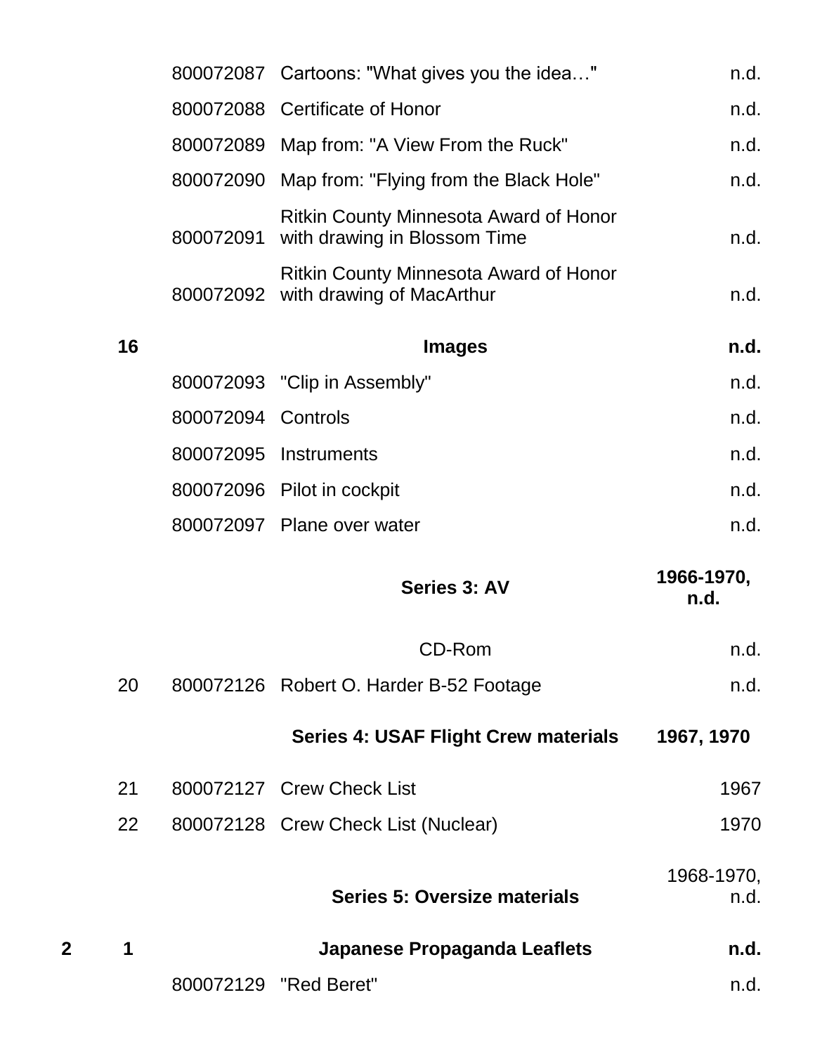| Box | Folder | Item ID | Title | Date |
|---|---|---|---|---|
| | | 800072087 | Cartoons: "What gives you the idea…" | n.d. |
| | | 800072088 | Certificate of Honor | n.d. |
| | | 800072089 | Map from: "A View From the Ruck" | n.d. |
| | | 800072090 | Map from: "Flying from the Black Hole" | n.d. |
| | | 800072091 | Ritkin County Minnesota Award of Honor with drawing in Blossom Time | n.d. |
| | | 800072092 | Ritkin County Minnesota Award of Honor with drawing of MacArthur | n.d. |
| | **16** | | **Images** | **n.d.** |
| | | 800072093 | "Clip in Assembly" | n.d. |
| | | 800072094 | Controls | n.d. |
| | | 800072095 | Instruments | n.d. |
| | | 800072096 | Pilot in cockpit | n.d. |
| | | 800072097 | Plane over water | n.d. |
| | | | **Series 3: AV** | **1966-1970, n.d.** |
| | | | CD-Rom | n.d. |
| | 20 | 800072126 | Robert O. Harder B-52 Footage | n.d. |
| | | | **Series 4: USAF Flight Crew materials** | **1967, 1970** |
| | 21 | 800072127 | Crew Check List | 1967 |
| | 22 | 800072128 | Crew Check List (Nuclear) | 1970 |
| | | | **Series 5: Oversize materials** | 1968-1970, n.d. |
| **2** | **1** | | **Japanese Propaganda Leaflets** | **n.d.** |
| | | 800072129 | "Red Beret" | n.d. |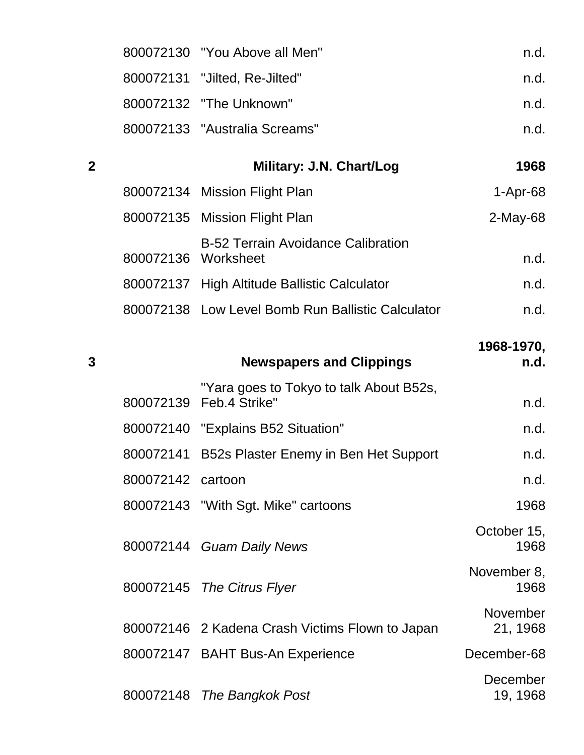| | | | |
|---|---|---|---|
| | 800072130 | "You Above all Men" | n.d. |
| | 800072131 | "Jilted, Re-Jilted" | n.d. |
| | 800072132 | "The Unknown" | n.d. |
| | 800072133 | "Australia Screams" | n.d. |
| **2** | | **Military: J.N. Chart/Log** | **1968** |
| | 800072134 | Mission Flight Plan | 1-Apr-68 |
| | 800072135 | Mission Flight Plan | 2-May-68 |
| | 800072136 | B-52 Terrain Avoidance Calibration Worksheet | n.d. |
| | 800072137 | High Altitude Ballistic Calculator | n.d. |
| | 800072138 | Low Level Bomb Run Ballistic Calculator | n.d. |
| **3** | | **Newspapers and Clippings** | **1968-1970, n.d.** |
| | 800072139 | "Yara goes to Tokyo to talk About B52s, Feb.4 Strike" | n.d. |
| | 800072140 | "Explains B52 Situation" | n.d. |
| | 800072141 | B52s Plaster Enemy in Ben Het Support | n.d. |
| | 800072142 | cartoon | n.d. |
| | 800072143 | "With Sgt. Mike" cartoons | 1968 |
| | 800072144 | *Guam Daily News* | October 15, 1968 |
| | 800072145 | *The Citrus Flyer* | November 8, 1968 |
| | 800072146 | 2 Kadena Crash Victims Flown to Japan | November 21, 1968 |
| | 800072147 | BAHT Bus-An Experience | December-68 |
| | 800072148 | *The Bangkok Post* | December 19, 1968 |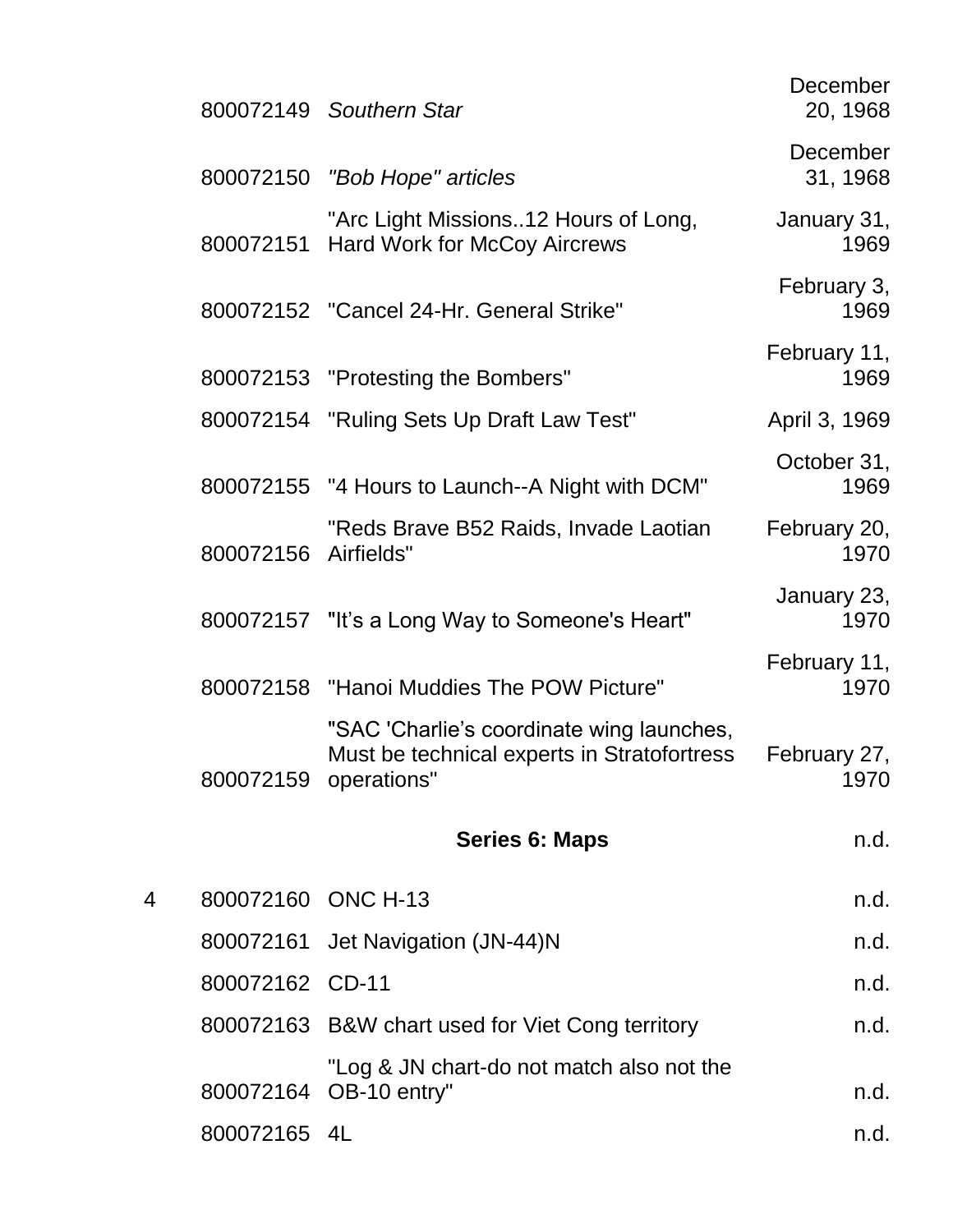| | | | |
|---|---|---|---|
| | 800072149 | *Southern Star* | December 20, 1968 |
| | 800072150 | *"Bob Hope" articles* | December 31, 1968 |
| | 800072151 | "Arc Light Missions..12 Hours of Long, Hard Work for McCoy Aircrews | January 31, 1969 |
| | 800072152 | "Cancel 24-Hr. General Strike" | February 3, 1969 |
| | 800072153 | "Protesting the Bombers" | February 11, 1969 |
| | 800072154 | "Ruling Sets Up Draft Law Test" | April 3, 1969 |
| | 800072155 | "4 Hours to Launch--A Night with DCM" | October 31, 1969 |
| | 800072156 | "Reds Brave B52 Raids, Invade Laotian Airfields" | February 20, 1970 |
| | 800072157 | "It's a Long Way to Someone's Heart" | January 23, 1970 |
| | 800072158 | "Hanoi Muddies The POW Picture" | February 11, 1970 |
| | 800072159 | "SAC 'Charlie's coordinate wing launches, Must be technical experts in Stratofortress operations" | February 27, 1970 |
| | | **Series 6: Maps** | n.d. |
| 4 | 800072160 | ONC H-13 | n.d. |
| | 800072161 | Jet Navigation (JN-44)N | n.d. |
| | 800072162 | CD-11 | n.d. |
| | 800072163 | B&W chart used for Viet Cong territory | n.d. |
| | 800072164 | "Log & JN chart-do not match also not the OB-10 entry" | n.d. |
| | 800072165 | 4L | n.d. |